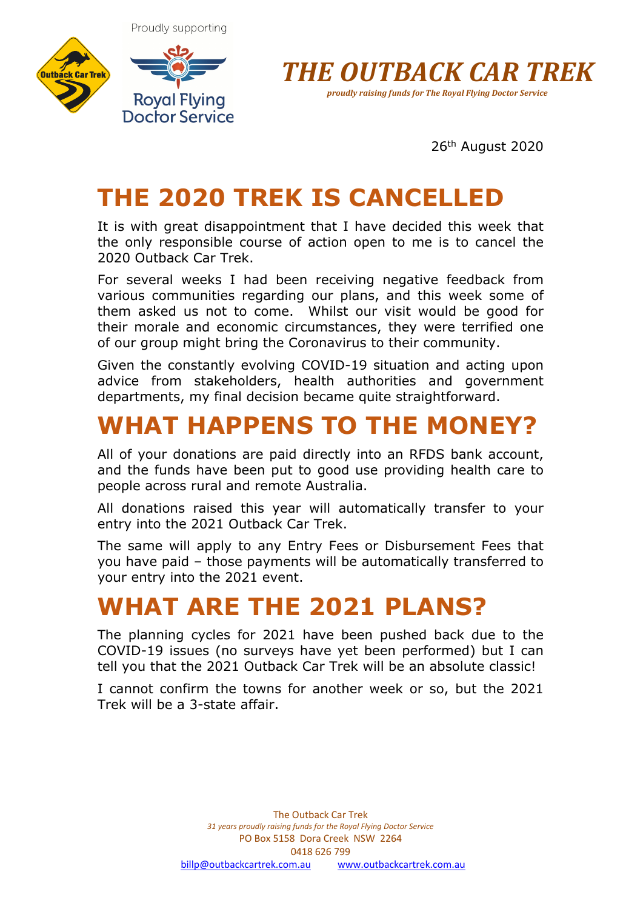Proudly supporting

Outback Car Trek

Royal Flying Doctor Service

# *THE OUTBACK CAR TREK*

*proudly raising funds for The Royal Flying Doctor Service*

26th August 2020

# THE 2020 TREK IS CANCELLED

It is with great disappointment that I have decided this week that the only responsible course of action open to me is to cancel the 2020 Outback Car Trek.

For several weeks I had been receiving negative feedback from various communities regarding our plans, and this week some of them asked us not to come. Whilst our visit would be good for their morale and economic circumstances, they were terrified one of our group might bring the Coronavirus to their community.

Given the constantly evolving COVID-19 situation and acting upon advice from stakeholders, health authorities and government departments, my final decision became quite straightforward.

# WHAT HAPPENS TO THE MONEY?

All of your donations are paid directly into an RFDS bank account, and the funds have been put to good use providing health care to people across rural and remote Australia.

All donations raised this year will automatically transfer to your entry into the 2021 Outback Car Trek.

The same will apply to any Entry Fees or Disbursement Fees that you have paid – those payments will be automatically transferred to your entry into the 2021 event.

# WHAT ARE THE 2021 PLANS?

The planning cycles for 2021 have been pushed back due to the COVID-19 issues (no surveys have yet been performed) but I can tell you that the 2021 Outback Car Trek will be an absolute classic!

I cannot confirm the towns for another week or so, but the 2021 Trek will be a 3-state affair.

The Outback Car Trek
*31 years proudly raising funds for the Royal Flying Doctor Service*
PO Box 5158 Dora Creek NSW 2264
0418 626 799
billp@outbackcartrek.com.au www.outbackcartrek.com.au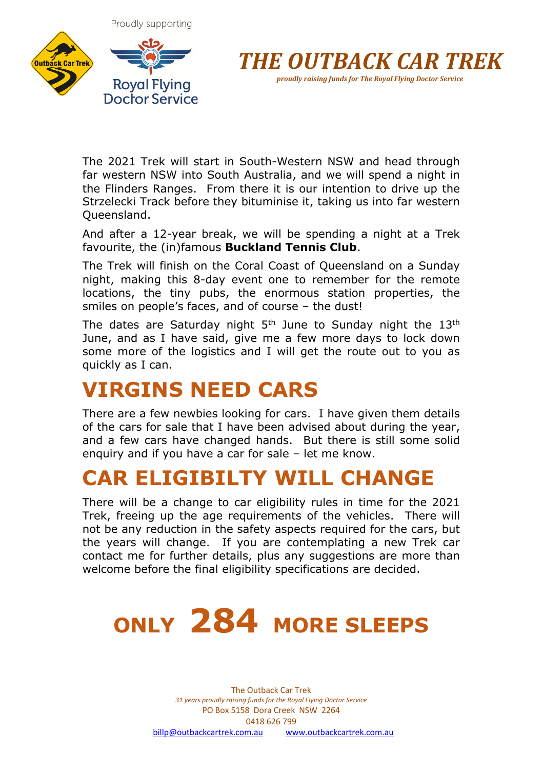Proudly supporting

# *THE OUTBACK CAR TREK*

*proudly raising funds for The Royal Flying Doctor Service*

The 2021 Trek will start in South-Western NSW and head through far western NSW into South Australia, and we will spend a night in the Flinders Ranges. From there it is our intention to drive up the Strzelecki Track before they bituminise it, taking us into far western Queensland.

And after a 12-year break, we will be spending a night at a Trek favourite, the (in)famous **Buckland Tennis Club**.

The Trek will finish on the Coral Coast of Queensland on a Sunday night, making this 8-day event one to remember for the remote locations, the tiny pubs, the enormous station properties, the smiles on people's faces, and of course – the dust!

The dates are Saturday night 5th June to Sunday night the 13th June, and as I have said, give me a few more days to lock down some more of the logistics and I will get the route out to you as quickly as I can.

# VIRGINS NEED CARS

There are a few newbies looking for cars. I have given them details of the cars for sale that I have been advised about during the year, and a few cars have changed hands. But there is still some solid enquiry and if you have a car for sale – let me know.

# CAR ELIGIBILTY WILL CHANGE

There will be a change to car eligibility rules in time for the 2021 Trek, freeing up the age requirements of the vehicles. There will not be any reduction in the safety aspects required for the cars, but the years will change. If you are contemplating a new Trek car contact me for further details, plus any suggestions are more than welcome before the final eligibility specifications are decided.

# ONLY 284 MORE SLEEPS

The Outback Car Trek
*31 years proudly raising funds for the Royal Flying Doctor Service*
PO Box 5158 Dora Creek NSW 2264
0418 626 799
billp@outbackcartrek.com.au www.outbackcartrek.com.au